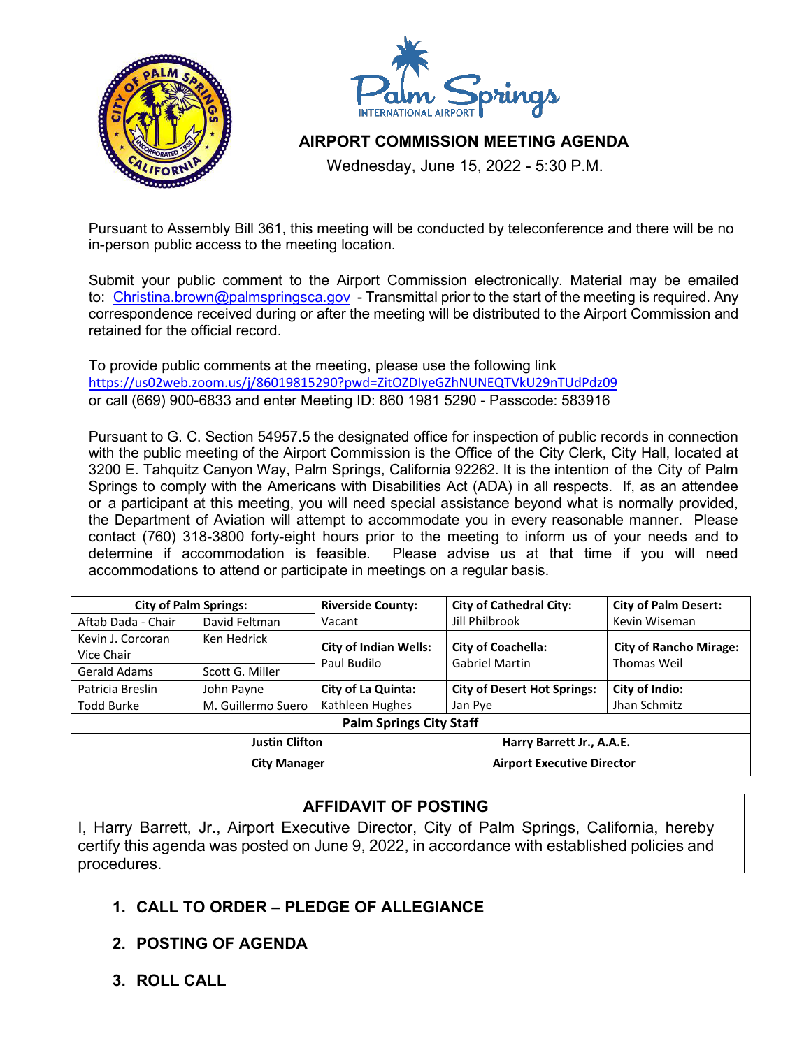# AIRPORT COMMISSION MEETING AGENDA

Wednesday, June 15, 2022 - 5:30 P.M.

Pursuant to Assembly Bill 361, this meeting will be conducted by teleconference and there will be no in-person public access to the meeting location.

Submit your public comment to the Airport Commission electronically. Material may be emailed to: Christina.brown@palmspringsca.gov - Transmittal prior to the start of the meeting is required. Any correspondence received during or after the meeting will be distributed to the Airport Commission and retained for the official record.

To provide public comments at the meeting, please use the following link
https://us02web.zoom.us/j/86019815290?pwd=ZitOZDIyeGZhNUNEQTVkU29nTUdPdz09
or call (669) 900-6833 and enter Meeting ID: 860 1981 5290 - Passcode: 583916

Pursuant to G. C. Section 54957.5 the designated office for inspection of public records in connection with the public meeting of the Airport Commission is the Office of the City Clerk, City Hall, located at 3200 E. Tahquitz Canyon Way, Palm Springs, California 92262. It is the intention of the City of Palm Springs to comply with the Americans with Disabilities Act (ADA) in all respects. If, as an attendee or a participant at this meeting, you will need special assistance beyond what is normally provided, the Department of Aviation will attempt to accommodate you in every reasonable manner. Please contact (760) 318-3800 forty-eight hours prior to the meeting to inform us of your needs and to determine if accommodation is feasible. Please advise us at that time if you will need accommodations to attend or participate in meetings on a regular basis.

| **City of Palm Springs:** | | **Riverside County:** | **City of Cathedral City:** | **City of Palm Desert:** |
|---|---|---|---|---|
| Aftab Dada - Chair | David Feltman | Vacant | Jill Philbrook | Kevin Wiseman |
| Kevin J. Corcoran Vice Chair | Ken Hedrick | **City of Indian Wells:** Paul Budilo | **City of Coachella:** Gabriel Martin | **City of Rancho Mirage:** Thomas Weil |
| Gerald Adams | Scott G. Miller | | | |
| Patricia Breslin | John Payne | **City of La Quinta:** | **City of Desert Hot Springs:** | **City of Indio:** |
| Todd Burke | M. Guillermo Suero | Kathleen Hughes | Jan Pye | Jhan Schmitz |
| **Palm Springs City Staff** | | | | |
| **Justin Clifton** | | | **Harry Barrett Jr., A.A.E.** | |
| **City Manager** | | | **Airport Executive Director** | |

## AFFIDAVIT OF POSTING

I, Harry Barrett, Jr., Airport Executive Director, City of Palm Springs, California, hereby certify this agenda was posted on June 9, 2022, in accordance with established policies and procedures.

1. **CALL TO ORDER – PLEDGE OF ALLEGIANCE**

2. **POSTING OF AGENDA**

3. **ROLL CALL**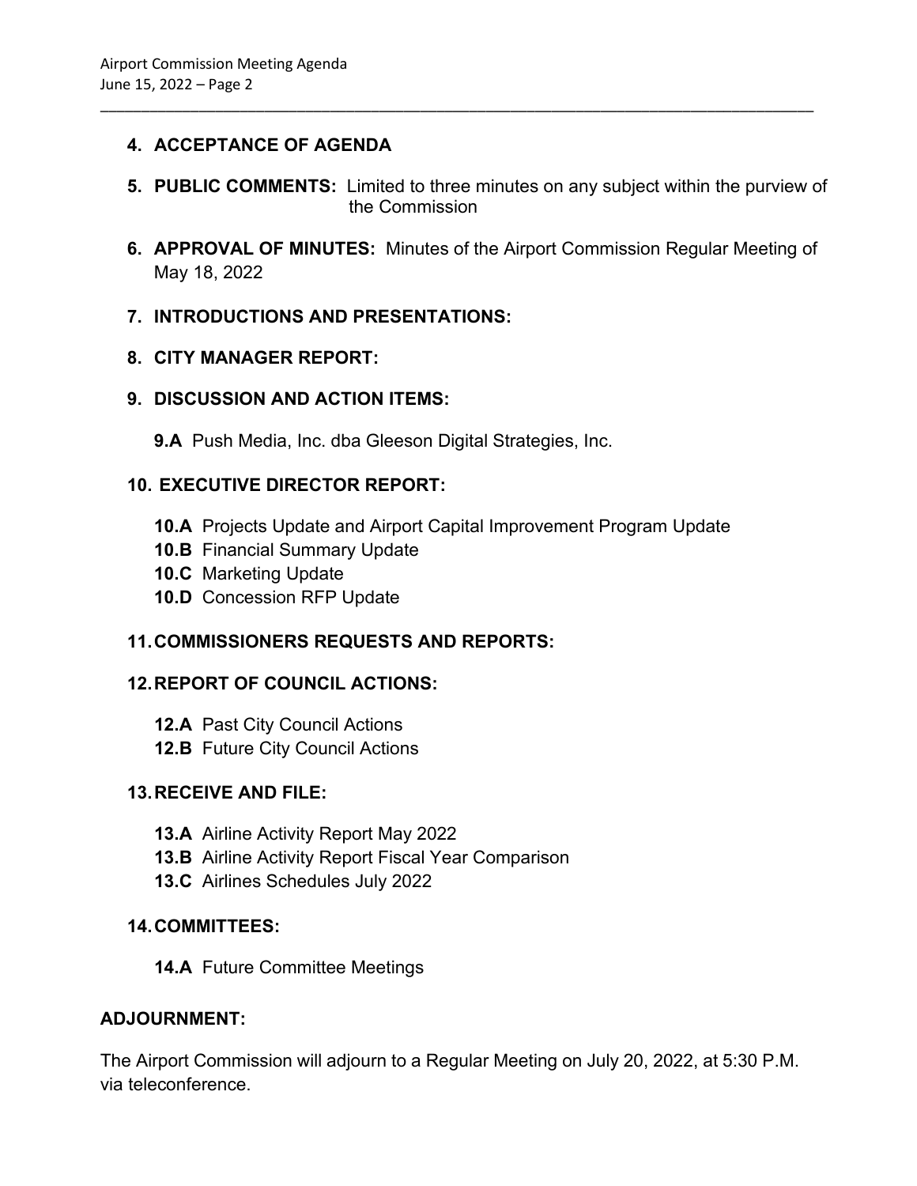**4. ACCEPTANCE OF AGENDA**

**5. PUBLIC COMMENTS:** Limited to three minutes on any subject within the purview of the Commission

**6. APPROVAL OF MINUTES:** Minutes of the Airport Commission Regular Meeting of May 18, 2022

**7. INTRODUCTIONS AND PRESENTATIONS:**

**8. CITY MANAGER REPORT:**

**9. DISCUSSION AND ACTION ITEMS:**

**9.A** Push Media, Inc. dba Gleeson Digital Strategies, Inc.

**10. EXECUTIVE DIRECTOR REPORT:**

**10.A** Projects Update and Airport Capital Improvement Program Update
**10.B** Financial Summary Update
**10.C** Marketing Update
**10.D** Concession RFP Update

**11. COMMISSIONERS REQUESTS AND REPORTS:**

**12. REPORT OF COUNCIL ACTIONS:**

**12.A** Past City Council Actions
**12.B** Future City Council Actions

**13. RECEIVE AND FILE:**

**13.A** Airline Activity Report May 2022
**13.B** Airline Activity Report Fiscal Year Comparison
**13.C** Airlines Schedules July 2022

**14. COMMITTEES:**

**14.A** Future Committee Meetings

**ADJOURNMENT:**

The Airport Commission will adjourn to a Regular Meeting on July 20, 2022, at 5:30 P.M. via teleconference.